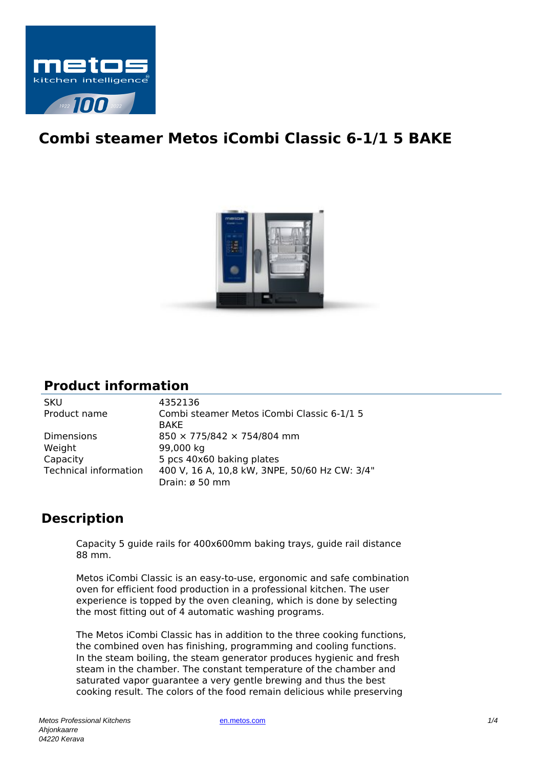# Combi steamer Metos iCombi Classic 6-1/1 5 BAKE

## Product information

| | |
|---|---|
| SKU | 4352136 |
| Product name | Combi steamer Metos iCombi Classic 6-1/1 5 BAKE |
| Dimensions | 850 × 775/842 × 754/804 mm |
| Weight | 99,000 kg |
| Capacity | 5 pcs 40x60 baking plates |
| Technical information | 400 V, 16 A, 10,8 kW, 3NPE, 50/60 Hz CW: 3/4" Drain: ø 50 mm |

## Description

Capacity 5 guide rails for 400x600mm baking trays, guide rail distance 88 mm.

Metos iCombi Classic is an easy-to-use, ergonomic and safe combination oven for efficient food production in a professional kitchen. The user experience is topped by the oven cleaning, which is done by selecting the most fitting out of 4 automatic washing programs.

The Metos iCombi Classic has in addition to the three cooking functions, the combined oven has finishing, programming and cooling functions. In the steam boiling, the steam generator produces hygienic and fresh steam in the chamber. The constant temperature of the chamber and saturated vapor guarantee a very gentle brewing and thus the best cooking result. The colors of the food remain delicious while preserving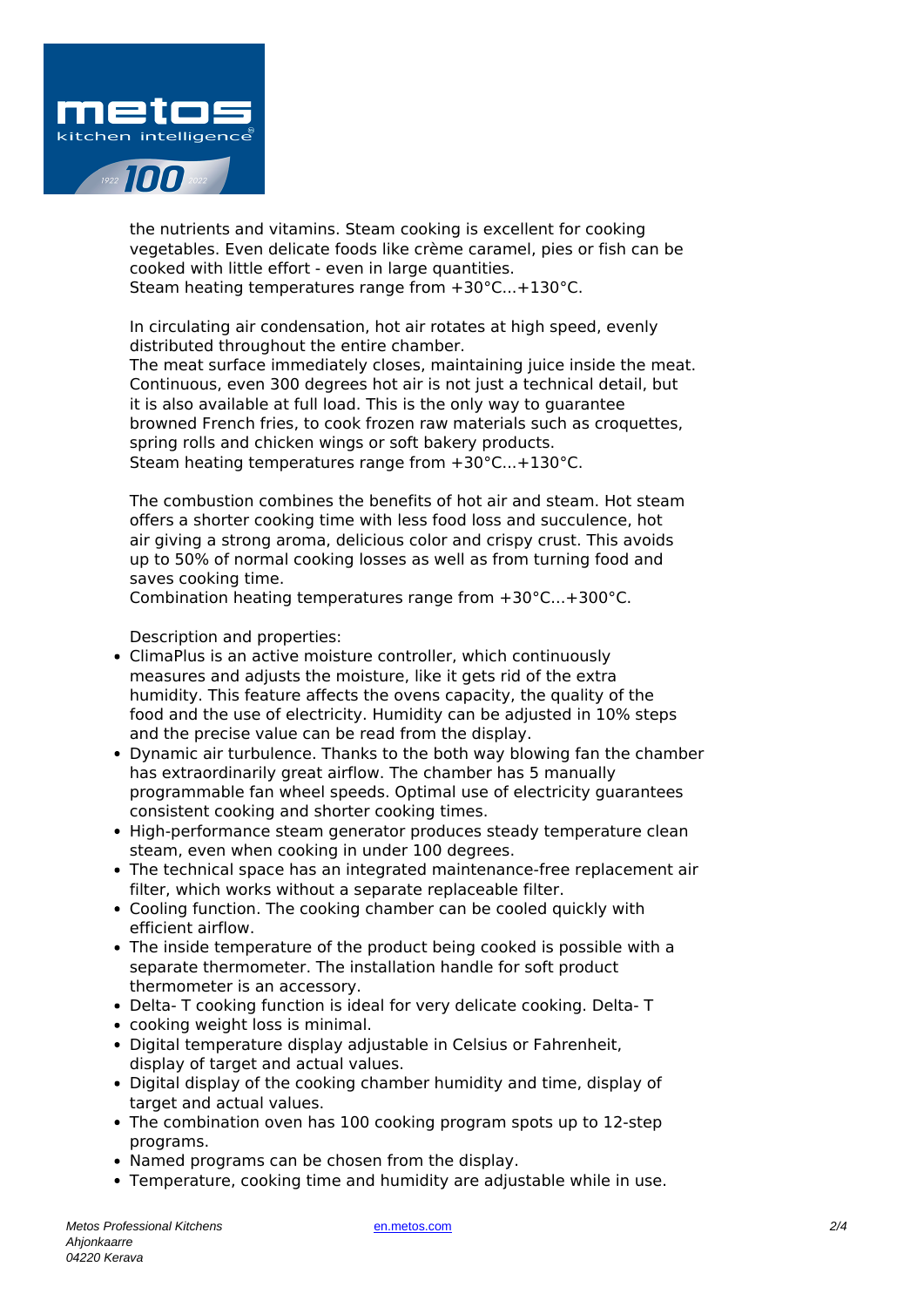the nutrients and vitamins. Steam cooking is excellent for cooking vegetables. Even delicate foods like crème caramel, pies or fish can be cooked with little effort - even in large quantities.
Steam heating temperatures range from +30°C...+130°C.

In circulating air condensation, hot air rotates at high speed, evenly distributed throughout the entire chamber.
The meat surface immediately closes, maintaining juice inside the meat. Continuous, even 300 degrees hot air is not just a technical detail, but it is also available at full load. This is the only way to guarantee browned French fries, to cook frozen raw materials such as croquettes, spring rolls and chicken wings or soft bakery products.
Steam heating temperatures range from +30°C...+130°C.

The combustion combines the benefits of hot air and steam. Hot steam offers a shorter cooking time with less food loss and succulence, hot air giving a strong aroma, delicious color and crispy crust. This avoids up to 50% of normal cooking losses as well as from turning food and saves cooking time.
Combination heating temperatures range from +30°C...+300°C.

Description and properties:

- ClimaPlus is an active moisture controller, which continuously measures and adjusts the moisture, like it gets rid of the extra humidity. This feature affects the ovens capacity, the quality of the food and the use of electricity. Humidity can be adjusted in 10% steps and the precise value can be read from the display.
- Dynamic air turbulence. Thanks to the both way blowing fan the chamber has extraordinarily great airflow. The chamber has 5 manually programmable fan wheel speeds. Optimal use of electricity guarantees consistent cooking and shorter cooking times.
- High-performance steam generator produces steady temperature clean steam, even when cooking in under 100 degrees.
- The technical space has an integrated maintenance-free replacement air filter, which works without a separate replaceable filter.
- Cooling function. The cooking chamber can be cooled quickly with efficient airflow.
- The inside temperature of the product being cooked is possible with a separate thermometer. The installation handle for soft product thermometer is an accessory.
- Delta- T cooking function is ideal for very delicate cooking. Delta- T
- cooking weight loss is minimal.
- Digital temperature display adjustable in Celsius or Fahrenheit, display of target and actual values.
- Digital display of the cooking chamber humidity and time, display of target and actual values.
- The combination oven has 100 cooking program spots up to 12-step programs.
- Named programs can be chosen from the display.
- Temperature, cooking time and humidity are adjustable while in use.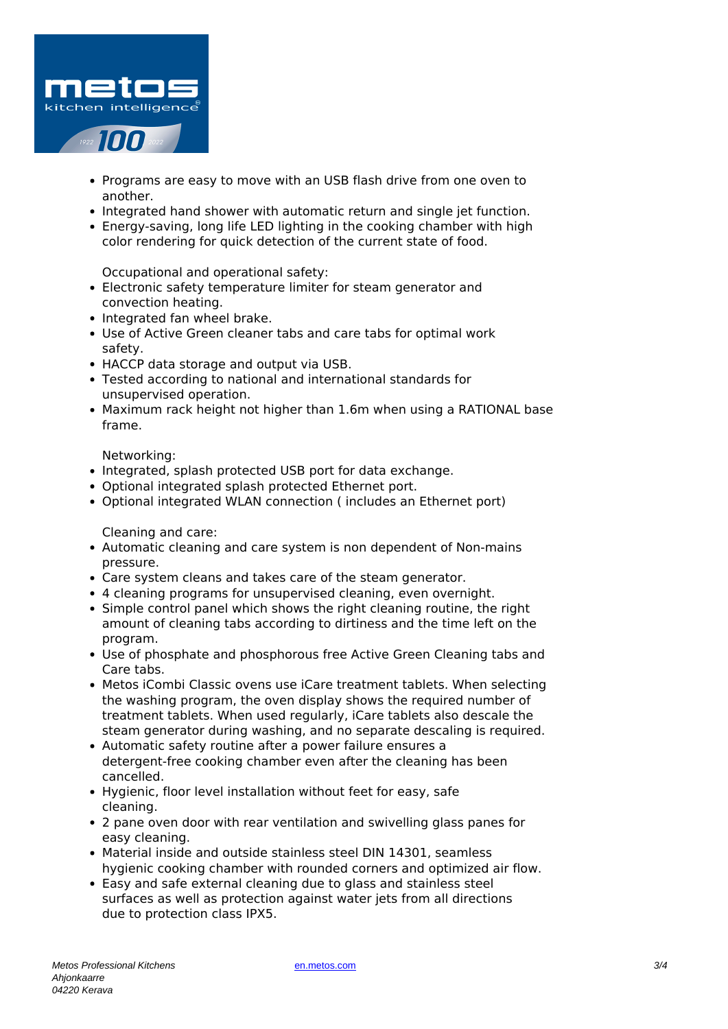- Programs are easy to move with an USB flash drive from one oven to another.
- Integrated hand shower with automatic return and single jet function.
- Energy-saving, long life LED lighting in the cooking chamber with high color rendering for quick detection of the current state of food.

Occupational and operational safety:

- Electronic safety temperature limiter for steam generator and convection heating.
- Integrated fan wheel brake.
- Use of Active Green cleaner tabs and care tabs for optimal work safety.
- HACCP data storage and output via USB.
- Tested according to national and international standards for unsupervised operation.
- Maximum rack height not higher than 1.6m when using a RATIONAL base frame.

Networking:

- Integrated, splash protected USB port for data exchange.
- Optional integrated splash protected Ethernet port.
- Optional integrated WLAN connection ( includes an Ethernet port)

Cleaning and care:

- Automatic cleaning and care system is non dependent of Non-mains pressure.
- Care system cleans and takes care of the steam generator.
- 4 cleaning programs for unsupervised cleaning, even overnight.
- Simple control panel which shows the right cleaning routine, the right amount of cleaning tabs according to dirtiness and the time left on the program.
- Use of phosphate and phosphorous free Active Green Cleaning tabs and Care tabs.
- Metos iCombi Classic ovens use iCare treatment tablets. When selecting the washing program, the oven display shows the required number of treatment tablets. When used regularly, iCare tablets also descale the steam generator during washing, and no separate descaling is required.
- Automatic safety routine after a power failure ensures a detergent-free cooking chamber even after the cleaning has been cancelled.
- Hygienic, floor level installation without feet for easy, safe cleaning.
- 2 pane oven door with rear ventilation and swivelling glass panes for easy cleaning.
- Material inside and outside stainless steel DIN 14301, seamless hygienic cooking chamber with rounded corners and optimized air flow.
- Easy and safe external cleaning due to glass and stainless steel surfaces as well as protection against water jets from all directions due to protection class IPX5.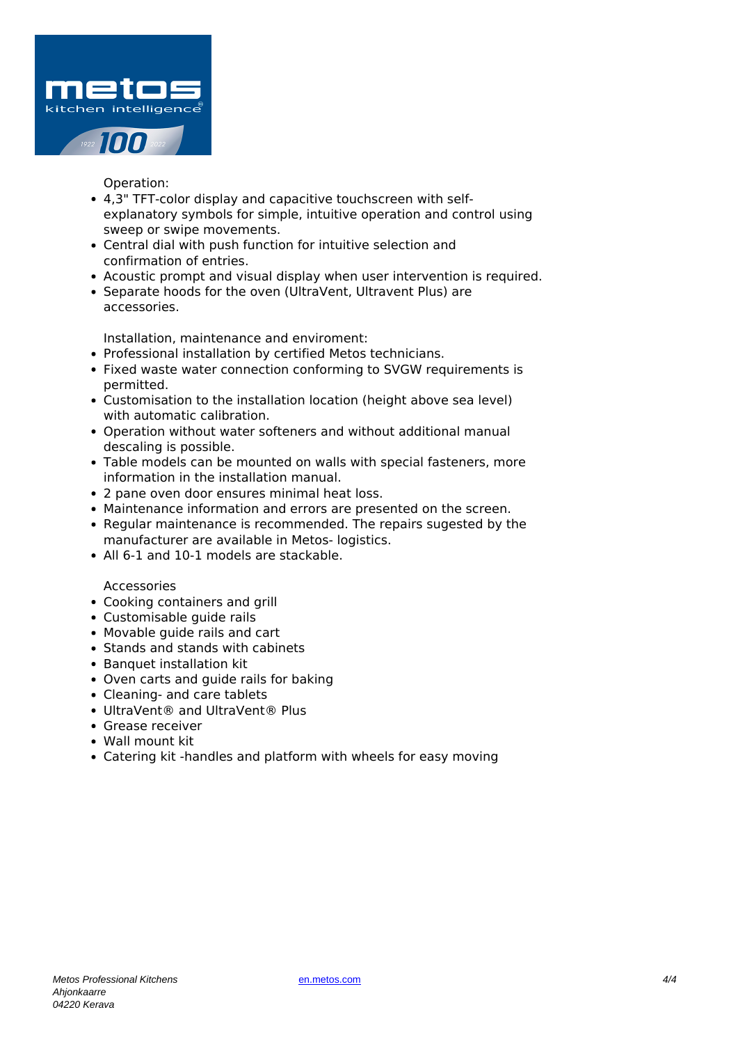Operation:

- 4,3" TFT-color display and capacitive touchscreen with self-explanatory symbols for simple, intuitive operation and control using sweep or swipe movements.
- Central dial with push function for intuitive selection and confirmation of entries.
- Acoustic prompt and visual display when user intervention is required.
- Separate hoods for the oven (UltraVent, Ultravent Plus) are accessories.

Installation, maintenance and enviroment:

- Professional installation by certified Metos technicians.
- Fixed waste water connection conforming to SVGW requirements is permitted.
- Customisation to the installation location (height above sea level) with automatic calibration.
- Operation without water softeners and without additional manual descaling is possible.
- Table models can be mounted on walls with special fasteners, more information in the installation manual.
- 2 pane oven door ensures minimal heat loss.
- Maintenance information and errors are presented on the screen.
- Regular maintenance is recommended. The repairs sugested by the manufacturer are available in Metos- logistics.
- All 6-1 and 10-1 models are stackable.

Accessories

- Cooking containers and grill
- Customisable guide rails
- Movable guide rails and cart
- Stands and stands with cabinets
- Banquet installation kit
- Oven carts and guide rails for baking
- Cleaning- and care tablets
- UltraVent® and UltraVent® Plus
- Grease receiver
- Wall mount kit
- Catering kit -handles and platform with wheels for easy moving